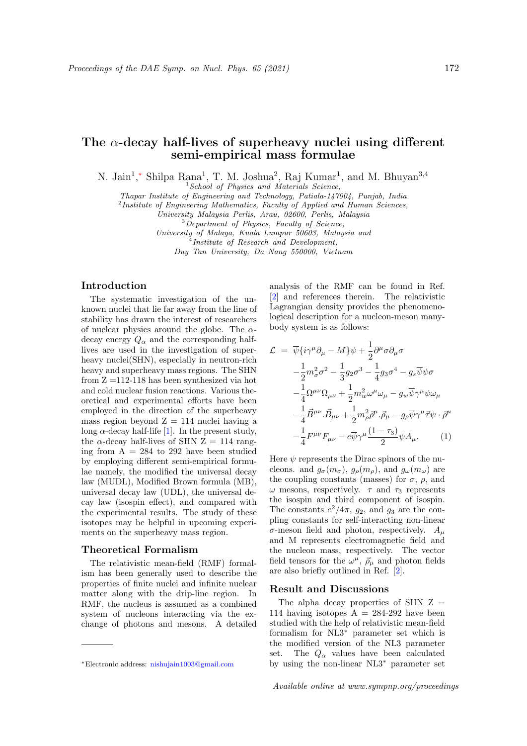# The $\alpha$-decay half-lives of superheavy nuclei using different semi-empirical mass formulae

N. Jain[1],[*] Shilpa Rana[1], T. M. Joshua[2], Raj Kumar[1], and M. Bhuyan[3,4]

[1]*School of Physics and Materials Science, Thapar Institute of Engineering and Technology, Patiala-147004, Punjab, India*
[2]*Institute of Engineering Mathematics, Faculty of Applied and Human Sciences, University Malaysia Perlis, Arau, 02600, Perlis, Malaysia*
[3]*Department of Physics, Faculty of Science, University of Malaya, Kuala Lumpur 50603, Malaysia and*
[4]*Institute of Research and Development, Duy Tan University, Da Nang 550000, Vietnam*

## Introduction

The systematic investigation of the unknown nuclei that lie far away from the line of stability has drawn the interest of researchers of nuclear physics around the globe. The $\alpha$-decay energy $Q_\alpha$ and the corresponding half-lives are used in the investigation of superheavy nuclei(SHN), especially in neutron-rich heavy and superheavy mass regions. The SHN from Z =112-118 has been synthesized via hot and cold nuclear fusion reactions. Various theoretical and experimental efforts have been employed in the direction of the superheavy mass region beyond Z = 114 nuclei having a long $\alpha$-decay half-life [1]. In the present study, the $\alpha$-decay half-lives of SHN Z = 114 ranging from A = 284 to 292 have been studied by employing different semi-empirical formulae namely, the modified the universal decay law (MUDL), Modified Brown formula (MB), universal decay law (UDL), the universal decay law (isospin effect), and compared with the experimental results. The study of these isotopes may be helpful in upcoming experiments on the superheavy mass region.

## Theoretical Formalism

The relativistic mean-field (RMF) formalism has been generally used to describe the properties of finite nuclei and infinite nuclear matter along with the drip-line region. In RMF, the nucleus is assumed as a combined system of nucleons interacting via the exchange of photons and mesons. A detailed analysis of the RMF can be found in Ref. [2] and references therein. The relativistic Lagrangian density provides the phenomenological description for a nucleon-meson many-body system is as follows:

$$
\begin{aligned}
\mathcal{L} \;=\; & \overline{\psi}\{i\gamma^{\mu}\partial_{\mu} - M\}\psi + \frac{1}{2}\partial^{\mu}\sigma\partial_{\mu}\sigma \\
& -\frac{1}{2}m_{\sigma}^{2}\sigma^{2} - \frac{1}{3}g_{2}\sigma^{3} - \frac{1}{4}g_{3}\sigma^{4} - g_{s}\overline{\psi}\psi\sigma \\
& -\frac{1}{4}\Omega^{\mu\nu}\Omega_{\mu\nu} + \frac{1}{2}m_{w}^{2}\omega^{\mu}\omega_{\mu} - g_{w}\overline{\psi}\gamma^{\mu}\psi\omega_{\mu} \\
& -\frac{1}{4}\vec{B}^{\mu\nu}.\vec{B}_{\mu\nu} + \frac{1}{2}m_{\rho}^{2}\vec{\rho}^{\mu}.\vec{\rho}_{\mu} - g_{\rho}\overline{\psi}\gamma^{\mu}\vec{\tau}\psi\cdot\vec{\rho}^{\mu} \\
& -\frac{1}{4}F^{\mu\nu}F_{\mu\nu} - e\overline{\psi}\gamma^{\mu}\frac{(1-\tau_{3})}{2}\psi A_{\mu}. \qquad (1)
\end{aligned}
$$

Here $\psi$ represents the Dirac spinors of the nucleons. and $g_\sigma(m_\sigma)$, $g_\rho(m_\rho)$, and $g_\omega(m_\omega)$ are the coupling constants (masses) for $\sigma$, $\rho$, and $\omega$ mesons, respectively. $\tau$ and $\tau_3$ represents the isospin and third component of isospin. The constants $e^2/4\pi$, $g_2$, and $g_3$ are the coupling constants for self-interacting non-linear $\sigma$-meson field and photon, respectively. $A_\mu$ and M represents electromagnetic field and the nucleon mass, respectively. The vector field tensors for the $\omega^\mu$, $\vec{\rho}_\mu$ and photon fields are also briefly outlined in Ref. [2].

## Result and Discussions

The alpha decay properties of SHN Z = 114 having isotopes A = 284-292 have been studied with the help of relativistic mean-field formalism for NL3$^*$ parameter set which is the modified version of the NL3 parameter set. The $Q_\alpha$ values have been calculated by using the non-linear NL3$^*$ parameter set

---

[*]Electronic address: nishujain1003@gmail.com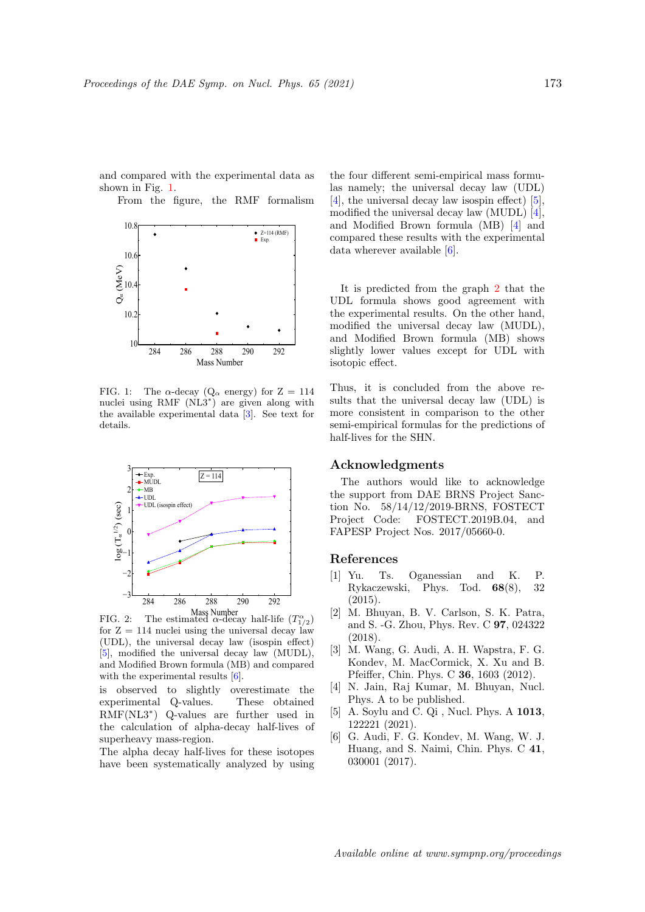and compared with the experimental data as shown in Fig. 1.

From the figure, the RMF formalism is observed to slightly overestimate the experimental Q-values. These obtained RMF(NL3*) Q-values are further used in the calculation of alpha-decay half-lives of superheavy mass-region.

10.8
10.6
10.4
10.2
10
284
286
288
290
292
Mass Number
$Q_\alpha$ (MeV)
Z=114 (RMF)
Exp.

FIG. 1: The α-decay ($Q_\alpha$ energy) for Z = 114 nuclei using RMF (NL3*) are given along with the available experimental data [3]. See text for details.

3
2
1
0
−1
−2
−3
284
286
288
290
292
Mass Number
$\log(T_\alpha^{1/2})$ (sec)
Z = 114
Exp.
MUDL
MB
UDL
UDL (isospin effect)

FIG. 2: The estimated α-decay half-life ($T^{\alpha}_{1/2}$) for Z = 114 nuclei using the universal decay law (UDL), the universal decay law (isospin effect) [5], modified the universal decay law (MUDL), and Modified Brown formula (MB) and compared with the experimental results [6].

The alpha decay half-lives for these isotopes have been systematically analyzed by using the four different semi-empirical mass formulas namely; the universal decay law (UDL) [4], the universal decay law isospin effect) [5], modified the universal decay law (MUDL) [4], and Modified Brown formula (MB) [4] and compared these results with the experimental data wherever available [6].

It is predicted from the graph 2 that the UDL formula shows good agreement with the experimental results. On the other hand, modified the universal decay law (MUDL), and Modified Brown formula (MB) shows slightly lower values except for UDL with isotopic effect.

Thus, it is concluded from the above results that the universal decay law (UDL) is more consistent in comparison to the other semi-empirical formulas for the predictions of half-lives for the SHN.

## Acknowledgments

The authors would like to acknowledge the support from DAE BRNS Project Sanction No. 58/14/12/2019-BRNS, FOSTECT Project Code: FOSTECT.2019B.04, and FAPESP Project Nos. 2017/05660-0.

## References

[1] Yu. Ts. Oganessian and K. P. Rykaczewski, Phys. Tod. **68**(8), 32 (2015).

[2] M. Bhuyan, B. V. Carlson, S. K. Patra, and S. -G. Zhou, Phys. Rev. C **97**, 024322 (2018).

[3] M. Wang, G. Audi, A. H. Wapstra, F. G. Kondev, M. MacCormick, X. Xu and B. Pfeiffer, Chin. Phys. C **36**, 1603 (2012).

[4] N. Jain, Raj Kumar, M. Bhuyan, Nucl. Phys. A to be published.

[5] A. Soylu and C. Qi , Nucl. Phys. A **1013**, 122221 (2021).

[6] G. Audi, F. G. Kondev, M. Wang, W. J. Huang, and S. Naimi, Chin. Phys. C **41**, 030001 (2017).